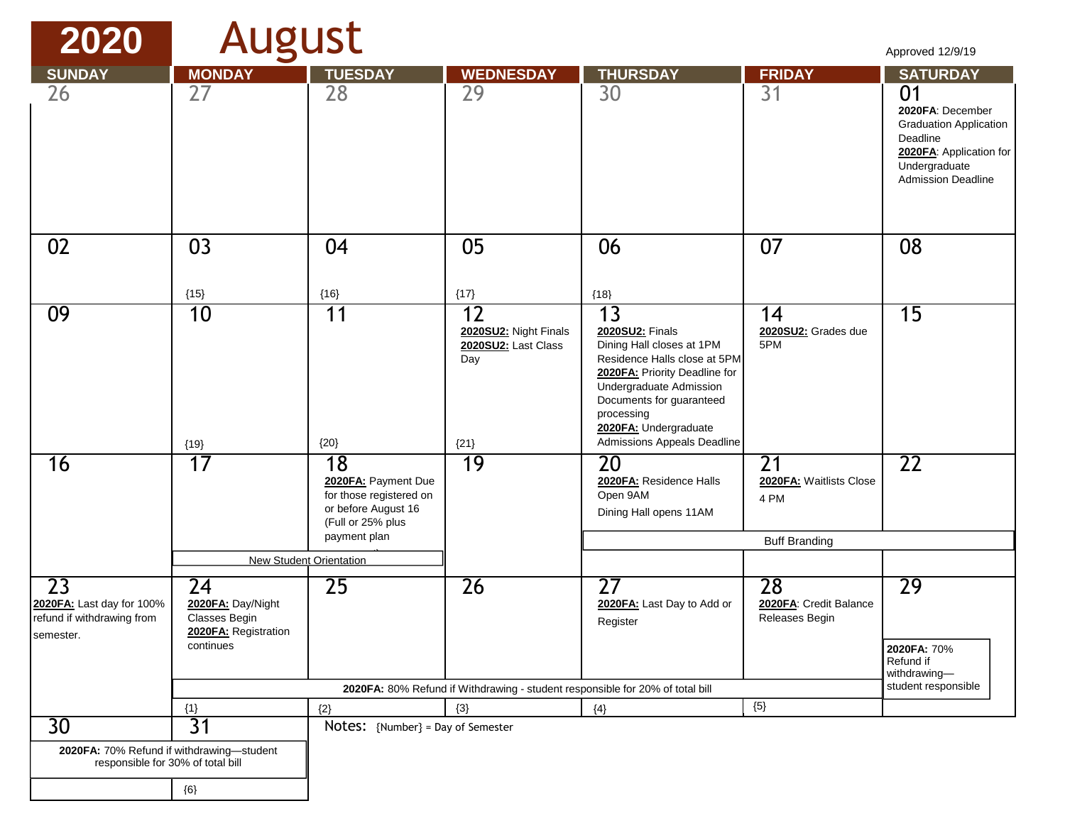# 2020 August

Approved 12/9/19

| SUNDAY | MONDAY | TUESDAY | WEDNESDAY | THURSDAY | FRIDAY | SATURDAY |
|---|---|---|---|---|---|---|
| 26 | 27 | 28 | 29 | 30 | 31 | 01<br>**2020FA**: December Graduation Application Deadline<br>**2020FA**: Application for Undergraduate Admission Deadline |
| 02 | 03<br>{15} | 04<br>{16} | 05<br>{17} | 06<br>{18} | 07 | 08 |
| 09 | 10<br>{19} | 11<br>{20} | 12<br>**2020SU2:** Night Finals<br>**2020SU2:** Last Class Day<br>{21} | 13<br>**2020SU2:** Finals<br>Dining Hall closes at 1PM<br>Residence Halls close at 5PM<br>**2020FA:** Priority Deadline for Undergraduate Admission Documents for guaranteed processing<br>**2020FA:** Undergraduate Admissions Appeals Deadline | 14<br>**2020SU2:** Grades due 5PM | 15 |
| 16 | 17<br>New Student Orientation | 18<br>**2020FA:** Payment Due for those registered on or before August 16 (Full or 25% plus payment plan<br>New Student Orientation | 19 | 20<br>**2020FA:** Residence Halls Open 9AM<br>Dining Hall opens 11AM<br>Buff Branding | 21<br>**2020FA:** Waitlists Close 4 PM<br>Buff Branding | 22<br>Buff Branding |
| 23<br>**2020FA:** Last day for 100% refund if withdrawing from semester. | 24<br>**2020FA:** Day/Night Classes Begin<br>**2020FA:** Registration continues<br>**2020FA:** 80% Refund if Withdrawing - student responsible for 20% of total bill<br>{1} | 25<br>{2} | 26<br>{3} | 27<br>**2020FA:** Last Day to Add or Register<br>{4} | 28<br>**2020FA**: Credit Balance Releases Begin<br>{5} | 29<br>**2020FA:** 70% Refund if withdrawing—student responsible |
| 30<br>**2020FA:** 70% Refund if withdrawing—student responsible for 30% of total bill | 31<br>**2020FA:** 70% Refund if withdrawing—student responsible for 30% of total bill<br>{6} | | | | | |

Notes: {Number} = Day of Semester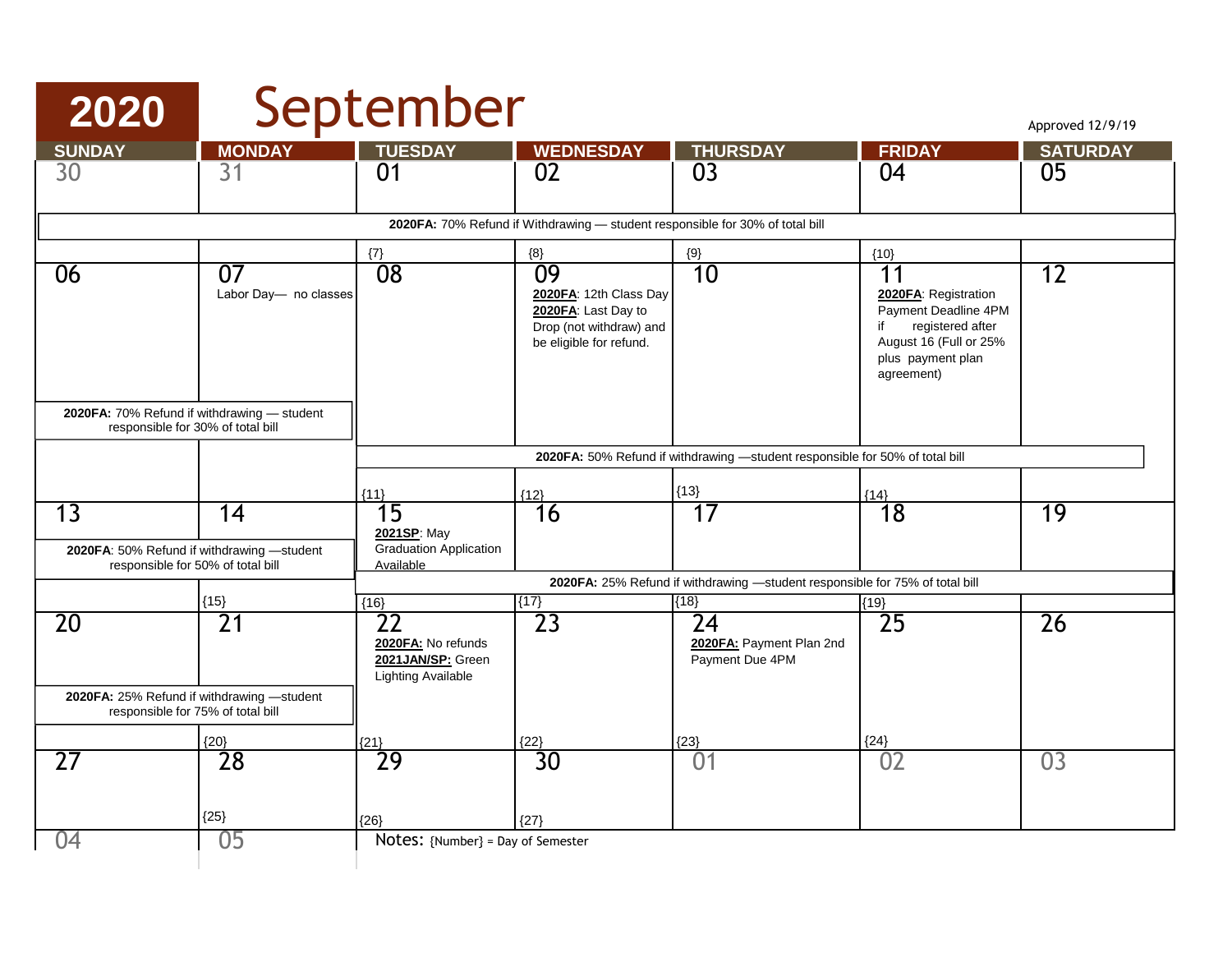# 2020 September

Approved 12/9/19

| SUNDAY | MONDAY | TUESDAY | WEDNESDAY | THURSDAY | FRIDAY | SATURDAY |
|---|---|---|---|---|---|---|
| 30 | 31 | 01 | 02 | 03 | 04 | 05 |
| **2020FA:** 70% Refund if Withdrawing — student responsible for 30% of total bill | | | | | | |
| | | {7} | {8} | {9} | {10} | |
| 06 | 07<br>Labor Day— no classes | 08 | 09<br>**2020FA**: 12th Class Day<br>**2020FA**: Last Day to Drop (not withdraw) and be eligible for refund. | 10 | 11<br>**2020FA**: Registration Payment Deadline 4PM if registered after August 16 (Full or 25% plus payment plan agreement) | 12 |
| **2020FA:** 70% Refund if withdrawing — student responsible for 30% of total bill | | **2020FA:** 50% Refund if withdrawing —student responsible for 50% of total bill | | | | |
| | | {11} | {12} | {13} | {14} | |
| 13 | 14 | 15<br>**2021SP**: May Graduation Application Available | 16 | 17 | 18 | 19 |
| **2020FA**: 50% Refund if withdrawing —student responsible for 50% of total bill | | **2020FA:** 25% Refund if withdrawing —student responsible for 75% of total bill | | | | |
| | {15} | {16} | {17} | {18} | {19} | |
| 20 | 21 | 22<br>**2020FA:** No refunds<br>**2021JAN/SP:** Green Lighting Available | 23 | 24<br>**2020FA:** Payment Plan 2nd Payment Due 4PM | 25 | 26 |
| **2020FA:** 25% Refund if withdrawing —student responsible for 75% of total bill | | | | | | |
| | {20} | {21} | {22} | {23} | {24} | |
| 27 | 28 | 29 | 30 | 01 | 02 | 03 |
| | {25} | {26} | {27} | | | |
| 04 | 05 | | | | | |

Notes: {Number} = Day of Semester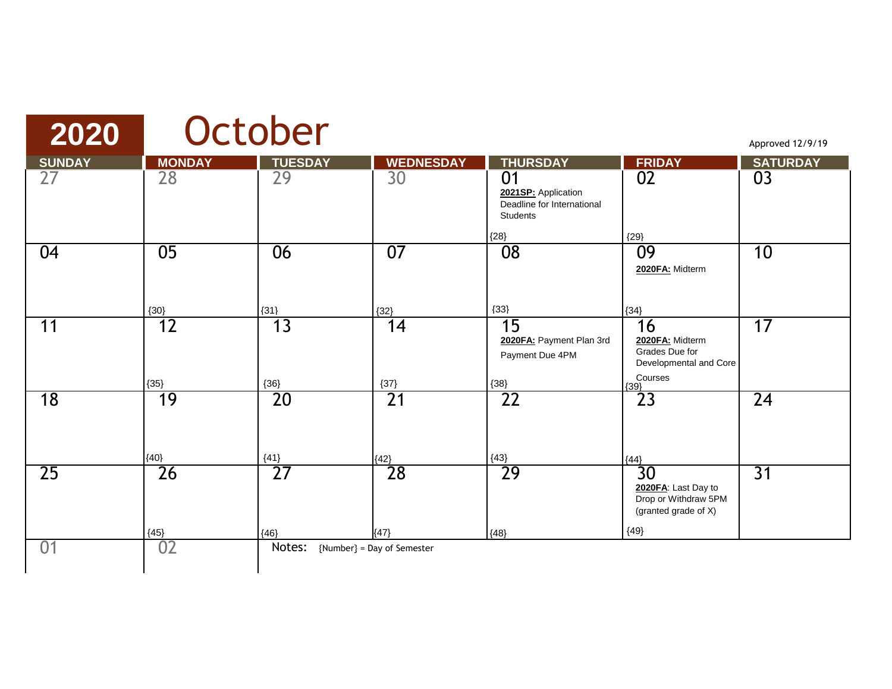# 2020 October

Approved 12/9/19

| SUNDAY | MONDAY | TUESDAY | WEDNESDAY | THURSDAY | FRIDAY | SATURDAY |
|---|---|---|---|---|---|---|
| 27 | 28 | 29 | 30 | 01 **2021SP:** Application Deadline for International Students {28} | 02 {29} | 03 |
| 04 | 05 {30} | 06 {31} | 07 {32} | 08 {33} | 09 **2020FA:** Midterm {34} | 10 |
| 11 | 12 {35} | 13 {36} | 14 {37} | 15 **2020FA:** Payment Plan 3rd Payment Due 4PM {38} | 16 **2020FA:** Midterm Grades Due for Developmental and Core Courses {39} | 17 |
| 18 | 19 {40} | 20 {41} | 21 {42} | 22 {43} | 23 {44} | 24 |
| 25 | 26 {45} | 27 {46} | 28 {47} | 29 {48} | 30 **2020FA**: Last Day to Drop or Withdraw 5PM (granted grade of X) {49} | 31 |
| 01 | 02 | | | | | |

Notes: {Number} = Day of Semester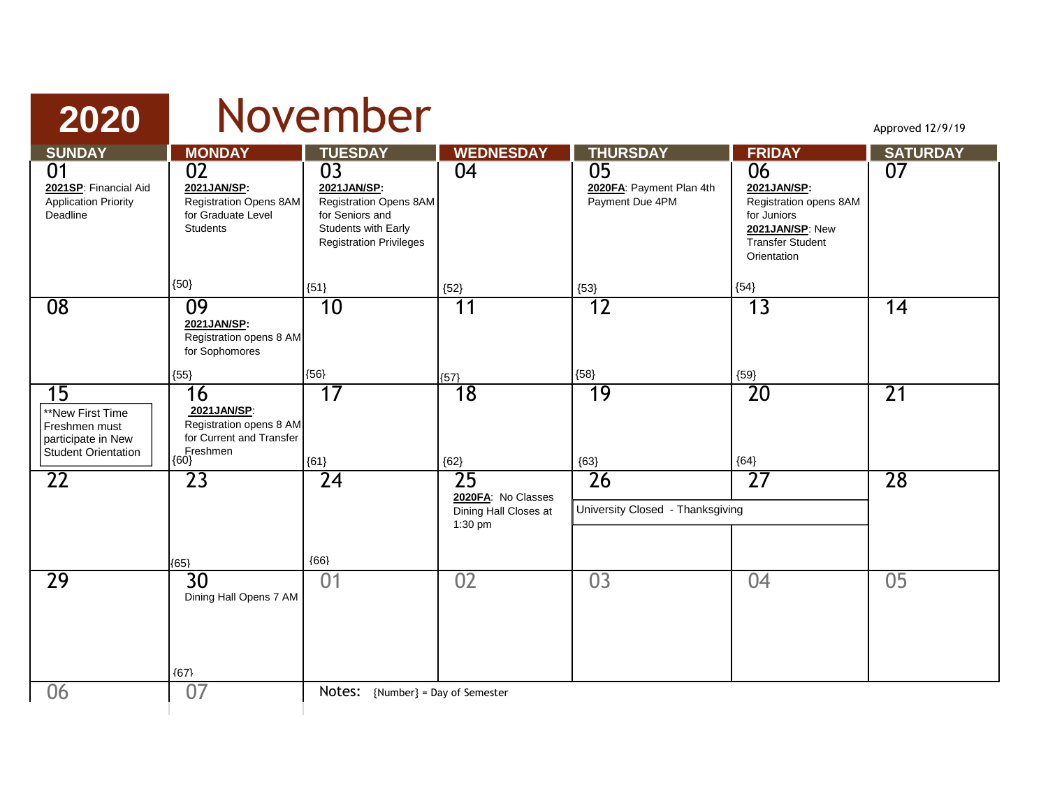# 2020 November

Approved 12/9/19

| SUNDAY | MONDAY | TUESDAY | WEDNESDAY | THURSDAY | FRIDAY | SATURDAY |
|---|---|---|---|---|---|---|
| 01<br>**2021SP**: Financial Aid Application Priority Deadline | 02<br>**2021JAN/SP:** Registration Opens 8AM for Graduate Level Students<br>{50} | 03<br>**2021JAN/SP:** Registration Opens 8AM for Seniors and Students with Early Registration Privileges<br>{51} | 04<br>{52} | 05<br>**2020FA**: Payment Plan 4th Payment Due 4PM<br>{53} | 06<br>**2021JAN/SP:** Registration opens 8AM for Juniors<br>**2021JAN/SP**: New Transfer Student Orientation<br>{54} | 07 |
| 08 | 09<br>**2021JAN/SP:** Registration opens 8 AM for Sophomores<br>{55} | 10<br>{56} | 11<br>{57} | 12<br>{58} | 13<br>{59} | 14 |
| 15<br>**New First Time Freshmen must participate in New Student Orientation | 16<br>**2021JAN/SP**: Registration opens 8 AM for Current and Transfer Freshmen<br>{60} | 17<br>{61} | 18<br>{62} | 19<br>{63} | 20<br>{64} | 21 |
| 22 | 23<br>{65} | 24<br>{66} | 25<br>**2020FA**: No Classes<br>Dining Hall Closes at 1:30 pm | 26<br>University Closed - Thanksgiving | 27 | 28 |
| 29 | 30<br>Dining Hall Opens 7 AM<br>{67} | 01 | 02 | 03 | 04 | 05 |
| 06 | 07 | | | | | |

Notes: {Number} = Day of Semester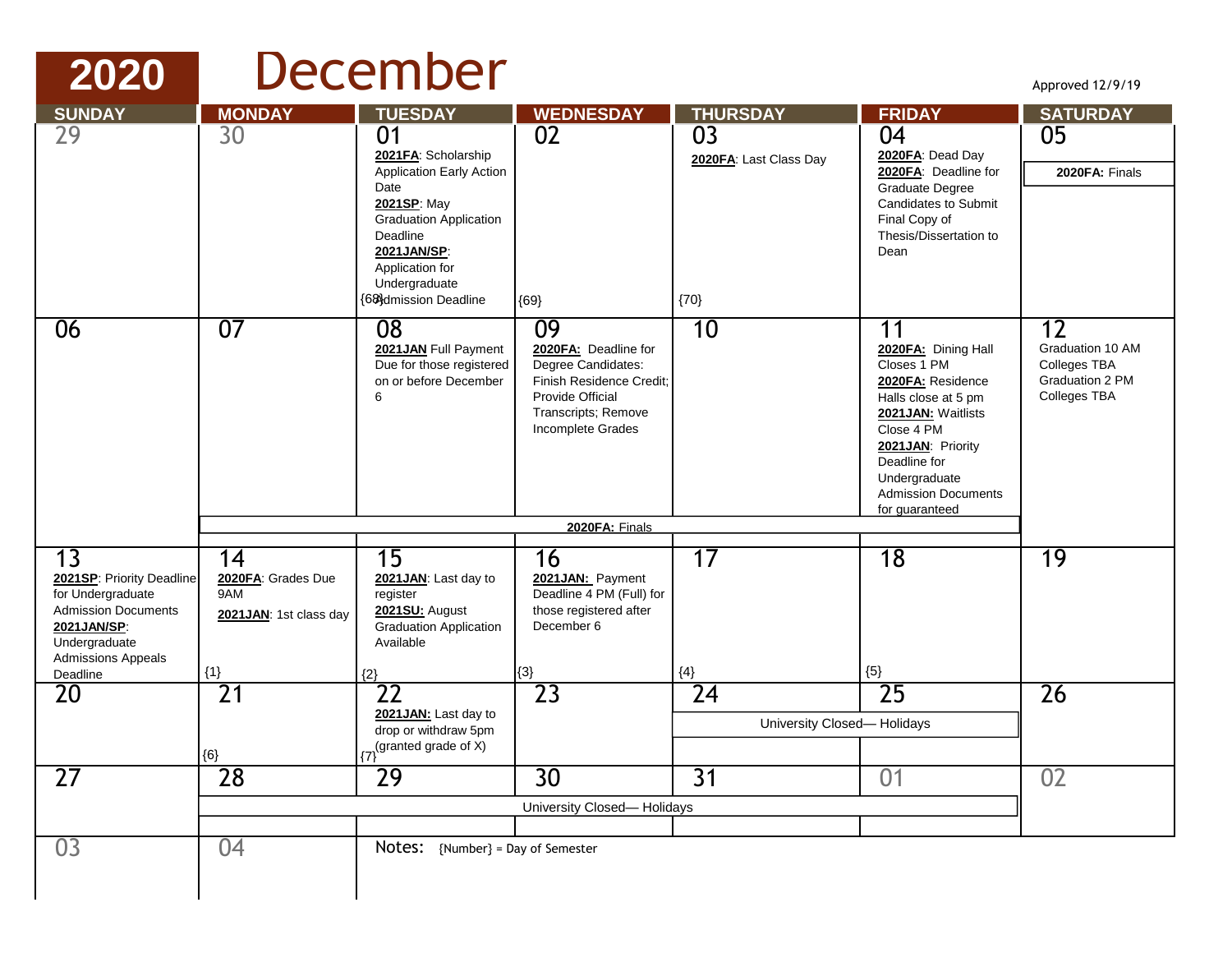# 2020 December

Approved 12/9/19

| SUNDAY | MONDAY | TUESDAY | WEDNESDAY | THURSDAY | FRIDAY | SATURDAY |
|---|---|---|---|---|---|---|
| 29 | 30 | 01<br>**2021FA**: Scholarship Application Early Action Date<br>**2021SP**: May Graduation Application Deadline<br>**2021JAN/SP**: Application for Undergraduate Admission Deadline<br>{68} | 02<br>{69} | 03<br>**2020FA**: Last Class Day<br>{70} | 04<br>**2020FA**: Dead Day<br>**2020FA**: Deadline for Graduate Degree Candidates to Submit Final Copy of Thesis/Dissertation to Dean | 05<br>**2020FA: Finals** |
| 06 | 07<br>**2020FA: Finals** | 08<br>**2021JAN** Full Payment Due for those registered on or before December 6<br>**2020FA: Finals** | 09<br>**2020FA:** Deadline for Degree Candidates: Finish Residence Credit; Provide Official Transcripts; Remove Incomplete Grades<br>**2020FA: Finals** | 10<br>**2020FA: Finals** | 11<br>**2020FA:** Dining Hall Closes 1 PM<br>**2020FA:** Residence Halls close at 5 pm<br>**2021JAN:** Waitlists Close 4 PM<br>**2021JAN**: Priority Deadline for Undergraduate Admission Documents for guaranteed<br>**2020FA: Finals** | 12<br>Graduation 10 AM Colleges TBA<br>Graduation 2 PM Colleges TBA |
| 13<br>**2021SP**: Priority Deadline for Undergraduate Admission Documents<br>**2021JAN/SP**: Undergraduate Admissions Appeals Deadline | 14<br>**2020FA**: Grades Due 9AM<br>**2021JAN**: 1st class day<br>{1} | 15<br>**2021JAN**: Last day to register<br>**2021SU:** August Graduation Application Available<br>{2} | 16<br>**2021JAN:** Payment Deadline 4 PM (Full) for those registered after December 6<br>{3} | 17<br>{4} | 18<br>{5} | 19 |
| 20 | 21<br>{6} | 22<br>**2021JAN:** Last day to drop or withdraw 5pm (granted grade of X)<br>{7} | 23 | 24<br>University Closed— Holidays | 25<br>University Closed— Holidays | 26 |
| 27 | 28<br>University Closed— Holidays | 29<br>University Closed— Holidays | 30<br>University Closed— Holidays | 31<br>University Closed— Holidays | 01<br>University Closed— Holidays | 02 |
| 03 | 04 | | | | | |

Notes: {Number} = Day of Semester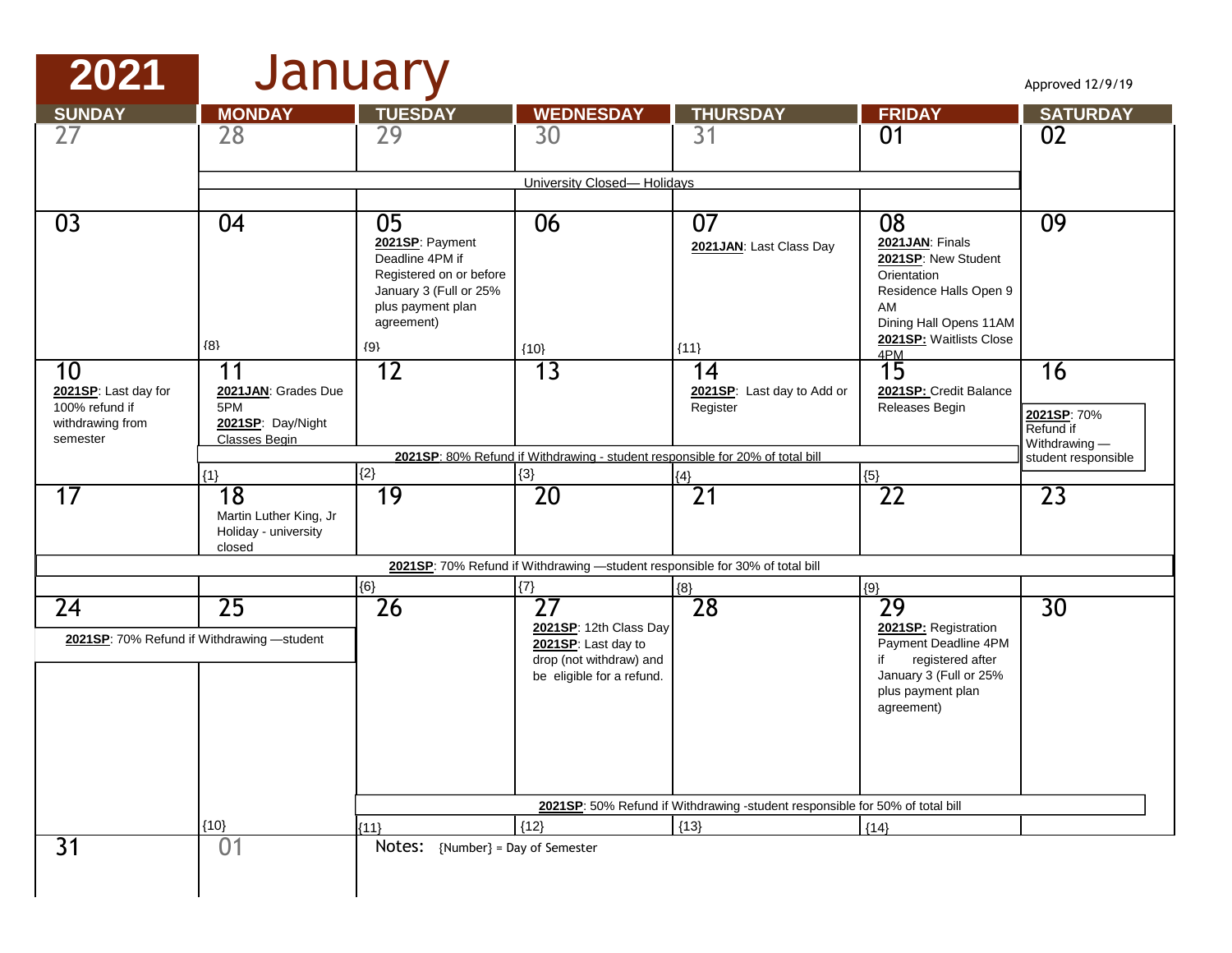# 2021 January

Approved 12/9/19

| SUNDAY | MONDAY | TUESDAY | WEDNESDAY | THURSDAY | FRIDAY | SATURDAY |
|---|---|---|---|---|---|---|
| 27 | 28 | 29 | 30 | 31 | 01 | 02 |
| | University Closed— Holidays | | | | | |
| 03 | 04<br>{8} | 05<br>**2021SP**: Payment Deadline 4PM if Registered on or before January 3 (Full or 25% plus payment plan agreement)<br>{9} | 06<br>{10} | 07<br>**2021JAN**: Last Class Day<br>{11} | 08<br>**2021JAN**: Finals<br>**2021SP**: New Student Orientation<br>Residence Halls Open 9 AM<br>Dining Hall Opens 11AM<br>**2021SP:** Waitlists Close 4PM | 09 |
| 10<br>**2021SP**: Last day for 100% refund if withdrawing from semester | 11<br>**2021JAN**: Grades Due 5PM<br>**2021SP**: Day/Night Classes Begin<br>{1} | 12<br>{2} | 13<br>{3} | 14<br>**2021SP**: Last day to Add or Register<br>{4} | 15<br>**2021SP:** Credit Balance Releases Begin<br>{5} | 16<br>**2021SP**: 70% Refund if Withdrawing — student responsible |
| | **2021SP**: 80% Refund if Withdrawing - student responsible for 20% of total bill | | | | | |
| 17 | 18<br>Martin Luther King, Jr Holiday - university closed | 19<br>{6} | 20<br>{7} | 21<br>{8} | 22<br>{9} | 23 |
| **2021SP**: 70% Refund if Withdrawing —student responsible for 30% of total bill | | | | | | |
| 24<br>**2021SP**: 70% Refund if Withdrawing —student | 25<br>{10} | 26<br>{11} | 27<br>**2021SP**: 12th Class Day<br>**2021SP**: Last day to drop (not withdraw) and be eligible for a refund.<br>{12} | 28<br>{13} | 29<br>**2021SP:** Registration Payment Deadline 4PM if registered after January 3 (Full or 25% plus payment plan agreement)<br>{14} | 30 |
| | | **2021SP**: 50% Refund if Withdrawing -student responsible for 50% of total bill | | | | |
| 31 | 01 | Notes: {Number} = Day of Semester | | | | |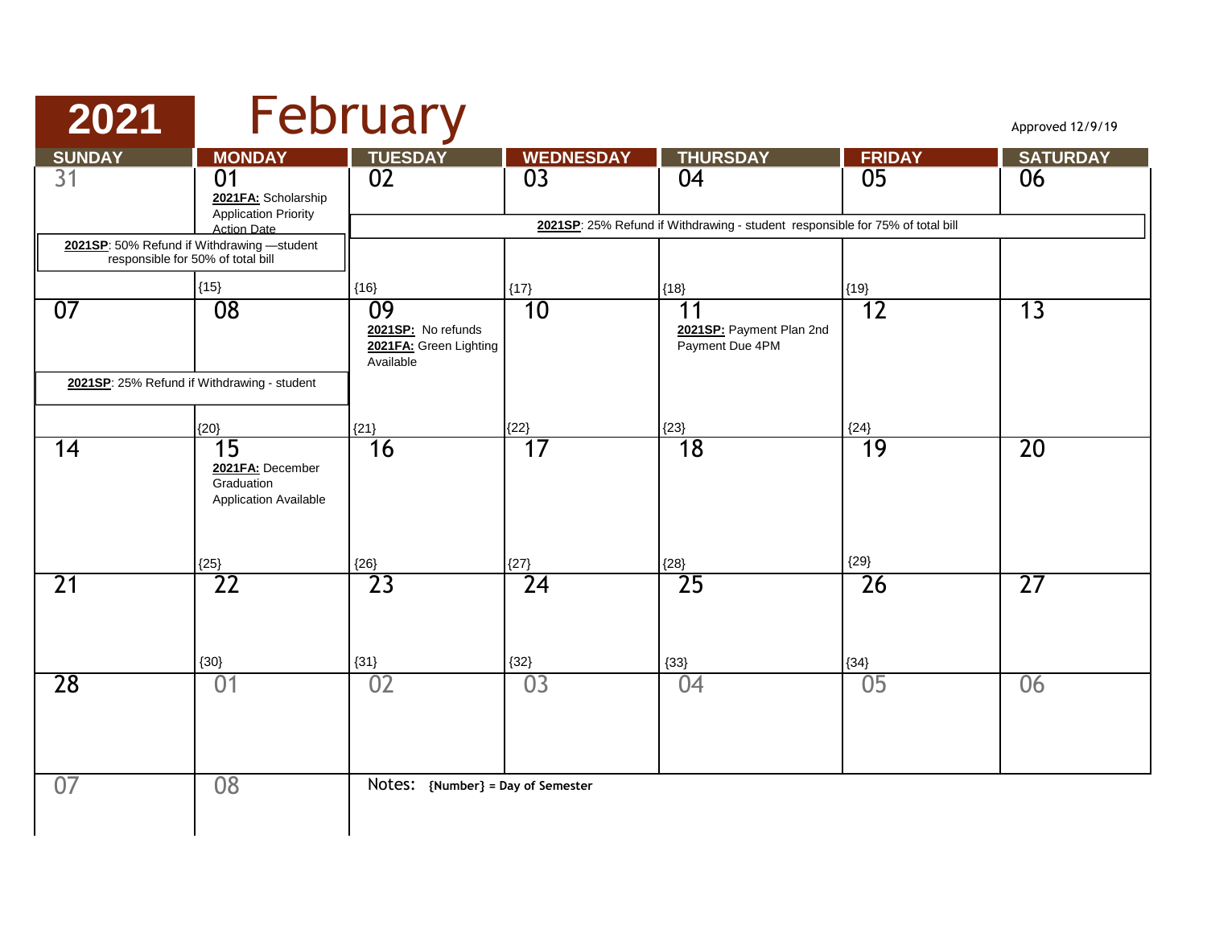# 2021 February

Approved 12/9/19

| SUNDAY | MONDAY | TUESDAY | WEDNESDAY | THURSDAY | FRIDAY | SATURDAY |
|---|---|---|---|---|---|---|
| 31 | 01 **2021FA:** Scholarship Application Priority Action Date {15} | 02 {16} | 03 {17} | 04 {18} | 05 {19} | 06 |
| 07 | 08 {20} | 09 **2021SP:** No refunds **2021FA:** Green Lighting Available {21} | 10 {22} | 11 **2021SP:** Payment Plan 2nd Payment Due 4PM {23} | 12 {24} | 13 |
| 14 | 15 **2021FA:** December Graduation Application Available {25} | 16 {26} | 17 {27} | 18 {28} | 19 {29} | 20 |
| 21 | 22 {30} | 23 {31} | 24 {32} | 25 {33} | 26 {34} | 27 |
| 28 | 01 | 02 | 03 | 04 | 05 | 06 |
| 07 | 08 | | | | | |

Spanning notes:

- Sunday 31 – Monday 01: **2021SP**: 50% Refund if Withdrawing —student responsible for 50% of total bill
- Tuesday 02 – Saturday 06: **2021SP**: 25% Refund if Withdrawing - student responsible for 75% of total bill
- Sunday 07 – Monday 08: **2021SP**: 25% Refund if Withdrawing - student

Notes: **{Number} = Day of Semester**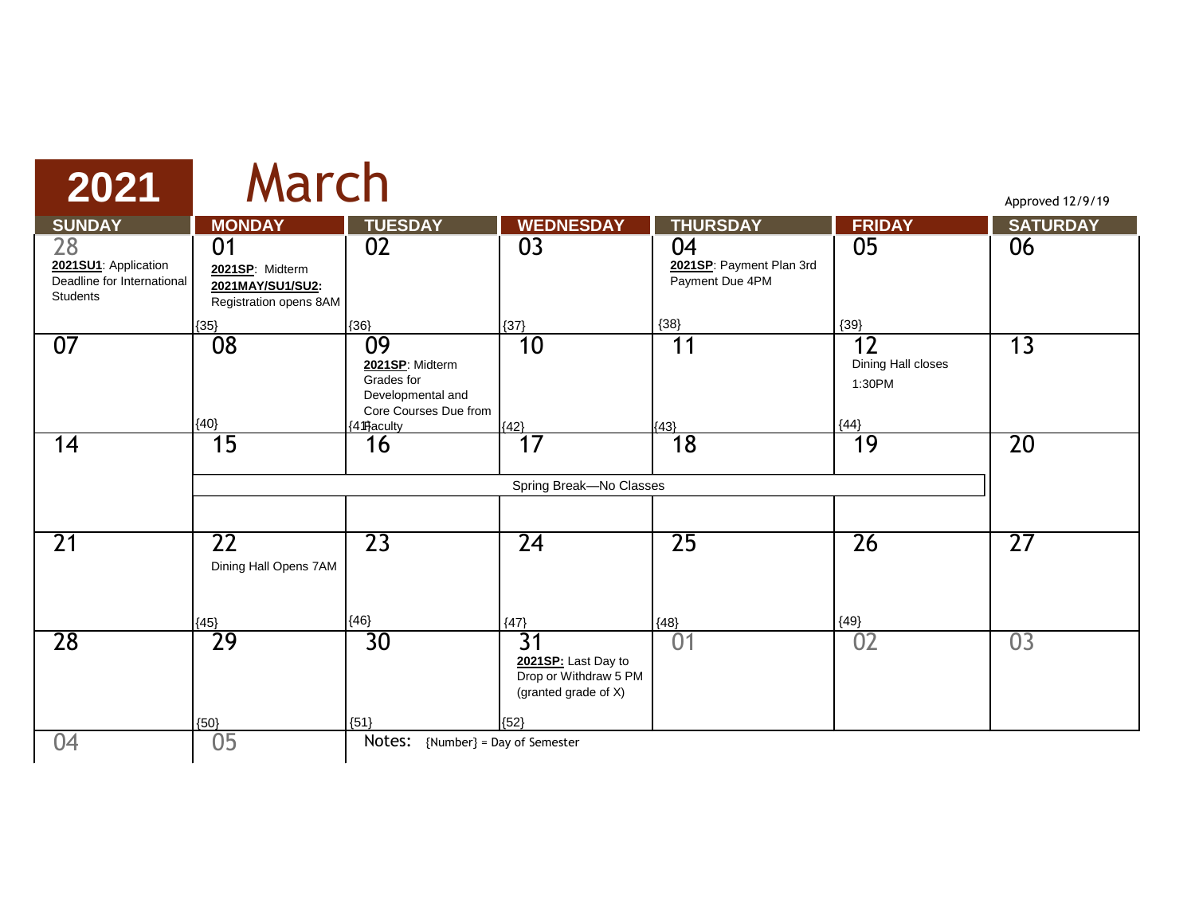# 2021 March

Approved 12/9/19

| SUNDAY | MONDAY | TUESDAY | WEDNESDAY | THURSDAY | FRIDAY | SATURDAY |
|---|---|---|---|---|---|---|
| 28 **2021SU1**: Application Deadline for International Students | 01 **2021SP**: Midterm **2021MAY/SU1/SU2:** Registration opens 8AM {35} | 02 {36} | 03 {37} | 04 **2021SP**: Payment Plan 3rd Payment Due 4PM {38} | 05 {39} | 06 |
| 07 | 08 {40} | 09 **2021SP**: Midterm Grades for Developmental and Core Courses Due from Faculty {41} | 10 {42} | 11 {43} | 12 Dining Hall closes 1:30PM {44} | 13 |
| 14 | 15 Spring Break—No Classes | 16 Spring Break—No Classes | 17 Spring Break—No Classes | 18 Spring Break—No Classes | 19 Spring Break—No Classes | 20 |
| 21 | 22 Dining Hall Opens 7AM {45} | 23 {46} | 24 {47} | 25 {48} | 26 {49} | 27 |
| 28 | 29 {50} | 30 {51} | 31 **2021SP:** Last Day to Drop or Withdraw 5 PM (granted grade of X) {52} | 01 | 02 | 03 |
| 04 | 05 | | | | | |

Notes: {Number} = Day of Semester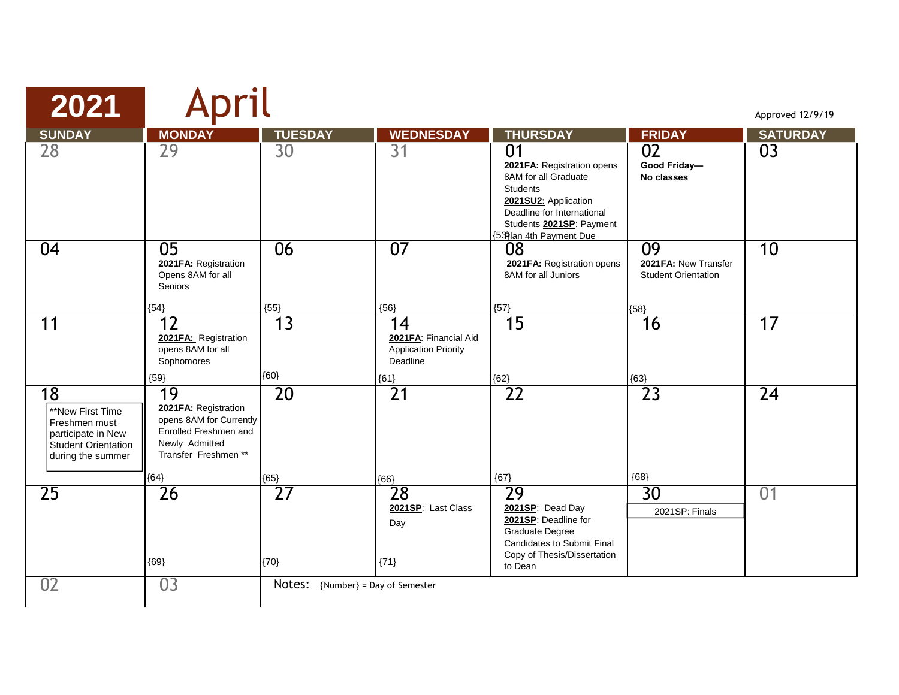# 2021 April

Approved 12/9/19

| SUNDAY | MONDAY | TUESDAY | WEDNESDAY | THURSDAY | FRIDAY | SATURDAY |
|---|---|---|---|---|---|---|
| 28 | 29 | 30 | 31 | 01 **2021FA:** Registration opens 8AM for all Graduate Students **2021SU2:** Application Deadline for International Students **2021SP**: Payment Plan 4th Payment Due {53} | 02 **Good Friday— No classes** | 03 |
| 04 | 05 **2021FA:** Registration Opens 8AM for all Seniors {54} | 06 {55} | 07 {56} | 08 **2021FA:** Registration opens 8AM for all Juniors {57} | 09 **2021FA:** New Transfer Student Orientation {58} | 10 |
| 11 | 12 **2021FA:** Registration opens 8AM for all Sophomores {59} | 13 {60} | 14 **2021FA**: Financial Aid Application Priority Deadline {61} | 15 {62} | 16 {63} | 17 |
| 18 **New First Time Freshmen must participate in New Student Orientation during the summer | 19 **2021FA:** Registration opens 8AM for Currently Enrolled Freshmen and Newly Admitted Transfer Freshmen ** {64} | 20 {65} | 21 {66} | 22 {67} | 23 {68} | 24 |
| 25 | 26 {69} | 27 {70} | 28 **2021SP**: Last Class Day {71} | 29 **2021SP**: Dead Day **2021SP**: Deadline for Graduate Degree Candidates to Submit Final Copy of Thesis/Dissertation to Dean | 30 2021SP: Finals | 01 |
| 02 | 03 | | | | | |

Notes: {Number} = Day of Semester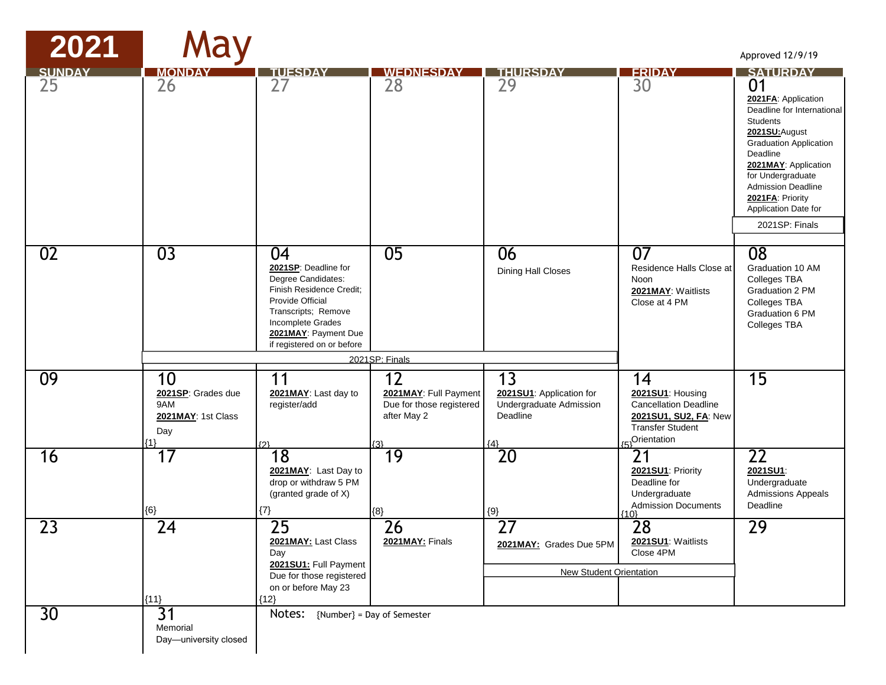# 2021 May

Approved 12/9/19

| SUNDAY | MONDAY | TUESDAY | WEDNESDAY | THURSDAY | FRIDAY | SATURDAY |
|---|---|---|---|---|---|---|
| 25 | 26 | 27 | 28 | 29 | 30 | 01 **2021FA**: Application Deadline for International Students **2021SU:** August Graduation Application Deadline **2021MAY**: Application for Undergraduate Admission Deadline **2021FA**: Priority Application Date for; 2021SP: Finals |
| 02 | 03 | 04 **2021SP**: Deadline for Degree Candidates: Finish Residence Credit; Provide Official Transcripts; Remove Incomplete Grades **2021MAY**: Payment Due if registered on or before | 05 | 06 Dining Hall Closes | 07 Residence Halls Close at Noon **2021MAY**: Waitlists Close at 4 PM | 08 Graduation 10 AM Colleges TBA Graduation 2 PM Colleges TBA Graduation 6 PM Colleges TBA |
| | 2021SP: Finals (Mon 03 – Thu 06) | | | | | |
| 09 | 10 **2021SP**: Grades due 9AM **2021MAY**: 1st Class Day {1} | 11 **2021MAY**: Last day to register/add {2} | 12 **2021MAY**: Full Payment Due for those registered after May 2 {3} | 13 **2021SU1**: Application for Undergraduate Admission Deadline {4} | 14 **2021SU1**: Housing Cancellation Deadline **2021SU1, SU2, FA**: New Transfer Student Orientation {5} | 15 |
| 16 | 17 {6} | 18 **2021MAY**: Last Day to drop or withdraw 5 PM (granted grade of X) {7} | 19 {8} | 20 {9} | 21 **2021SU1**: Priority Deadline for Undergraduate Admission Documents {10} | 22 **2021SU1**: Undergraduate Admissions Appeals Deadline |
| 23 | 24 {11} | 25 **2021MAY:** Last Class Day **2021SU1:** Full Payment Due for those registered on or before May 23 {12} | 26 **2021MAY:** Finals | 27 **2021MAY:** Grades Due 5PM; New Student Orientation (Thu 27 – Fri 28) | 28 **2021SU1**: Waitlists Close 4PM | 29 |
| 30 | 31 Memorial Day—university closed | | | | | |

Notes: {Number} = Day of Semester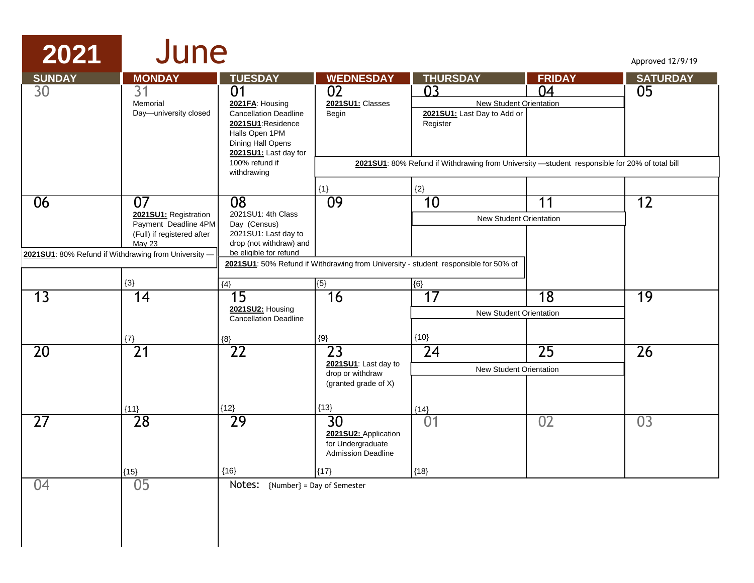# 2021 June

Approved 12/9/19

| SUNDAY | MONDAY | TUESDAY | WEDNESDAY | THURSDAY | FRIDAY | SATURDAY |
|---|---|---|---|---|---|---|
| 30 | 31<br>Memorial Day—university closed | 01<br>**2021FA**: Housing Cancellation Deadline<br>**2021SU1**:Residence Halls Open 1PM<br>Dining Hall Opens<br>**2021SU1:** Last day for 100% refund if withdrawing | 02<br>**2021SU1:** Classes Begin<br>**2021SU1**: 80% Refund if Withdrawing from University —student responsible for 20% of total bill<br>{1} | 03<br>New Student Orientation<br>**2021SU1:** Last Day to Add or Register<br>{2} | 04<br>New Student Orientation | 05 |
| 06<br>**2021SU1**: 80% Refund if Withdrawing from University — | 07<br>**2021SU1:** Registration Payment Deadline 4PM (Full) if registered after May 23<br>{3} | 08<br>2021SU1: 4th Class Day (Census)<br>2021SU1: Last day to drop (not withdraw) and be eligible for refund<br>**2021SU1**: 50% Refund if Withdrawing from University - student responsible for 50% of<br>{4} | 09<br>{5} | 10<br>New Student Orientation<br>{6} | 11<br>New Student Orientation | 12 |
| 13 | 14<br>{7} | 15<br>**2021SU2:** Housing Cancellation Deadline<br>{8} | 16<br>{9} | 17<br>New Student Orientation<br>{10} | 18<br>New Student Orientation | 19 |
| 20 | 21<br>{11} | 22<br>{12} | 23<br>**2021SU1**: Last day to drop or withdraw (granted grade of X)<br>{13} | 24<br>New Student Orientation<br>{14} | 25<br>New Student Orientation | 26 |
| 27 | 28<br>{15} | 29<br>{16} | 30<br>**2021SU2:** Application for Undergraduate Admission Deadline<br>{17} | 01<br>{18} | 02 | 03 |
| 04 | 05 | Notes: {Number} = Day of Semester | | | | |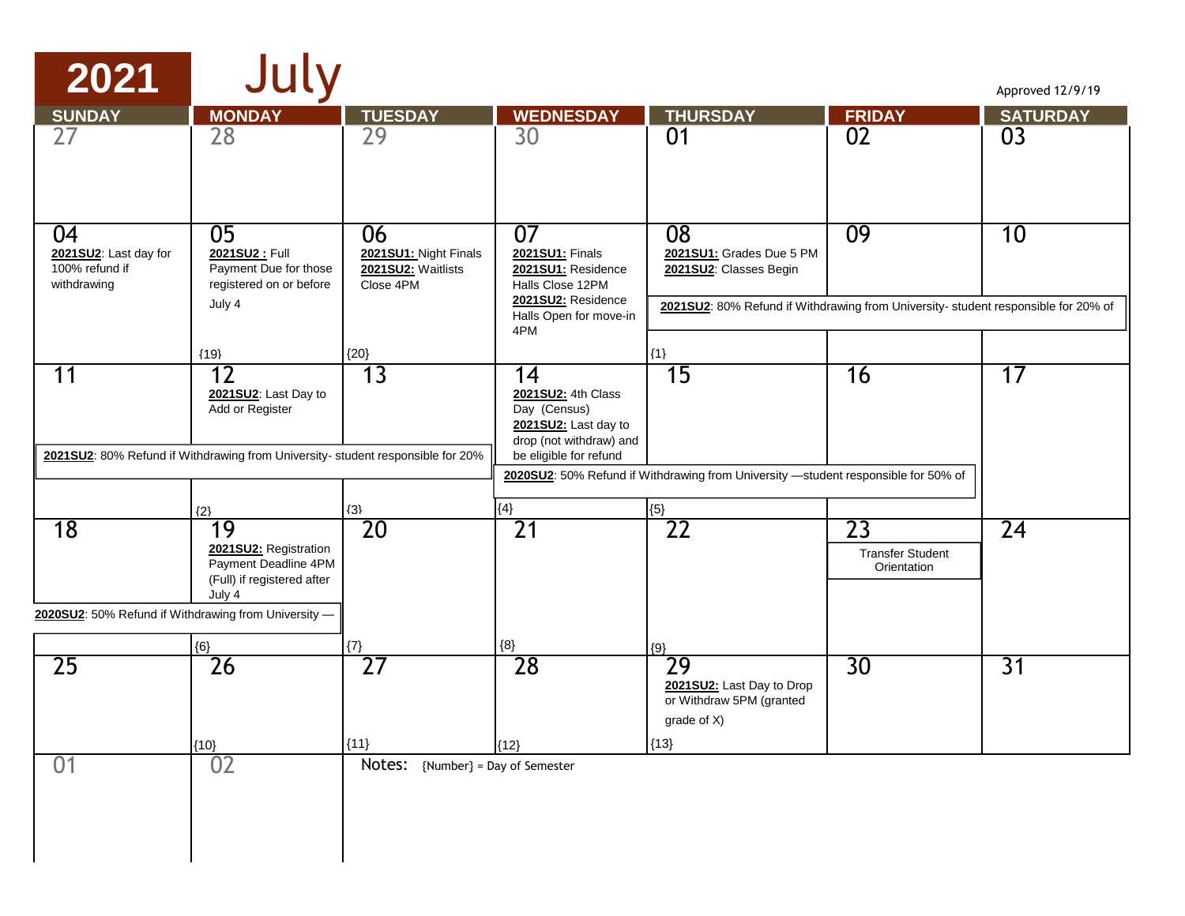# 2021 July

Approved 12/9/19

| SUNDAY | MONDAY | TUESDAY | WEDNESDAY | THURSDAY | FRIDAY | SATURDAY |
|---|---|---|---|---|---|---|
| 27 | 28 | 29 | 30 | 01 | 02 | 03 |
| 04 **2021SU2**: Last day for 100% refund if withdrawing | 05 **2021SU2 :** Full Payment Due for those registered on or before July 4 {19} | 06 **2021SU1:** Night Finals **2021SU2:** Waitlists Close 4PM {20} | 07 **2021SU1:** Finals **2021SU1:** Residence Halls Close 12PM **2021SU2:** Residence Halls Open for move-in 4PM | 08 **2021SU1:** Grades Due 5 PM **2021SU2**: Classes Begin {1} | 09 | 10 |
| 11 | 12 **2021SU2**: Last Day to Add or Register {2} | 13 {3} | 14 **2021SU2:** 4th Class Day (Census) **2021SU2:** Last day to drop (not withdraw) and be eligible for refund {4} | 15 {5} | 16 | 17 |
| 18 | 19 **2021SU2:** Registration Payment Deadline 4PM (Full) if registered after July 4 {6} | 20 {7} | 21 {8} | 22 {9} | 23 Transfer Student Orientation | 24 |
| 25 | 26 {10} | 27 {11} | 28 {12} | 29 **2021SU2:** Last Day to Drop or Withdraw 5PM (granted grade of X) {13} | 30 | 31 |
| 01 | 02 | | | | | |

Spanning notes:

- July 8–10: **2021SU2**: 80% Refund if Withdrawing from University- student responsible for 20% of
- July 11–13: **2021SU2**: 80% Refund if Withdrawing from University- student responsible for 20%
- July 14–16: **2020SU2**: 50% Refund if Withdrawing from University —student responsible for 50% of
- July 18–19: **2020SU2**: 50% Refund if Withdrawing from University —

Notes: {Number} = Day of Semester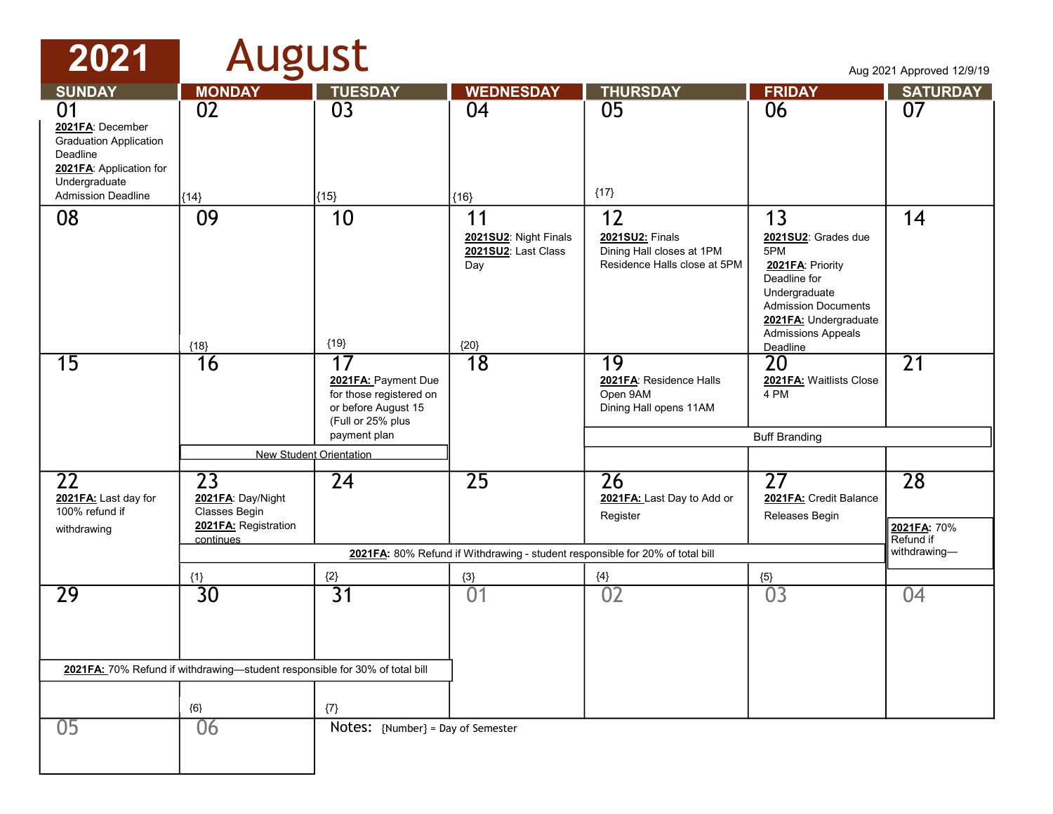# 2021 August

Aug 2021 Approved 12/9/19

| SUNDAY | MONDAY | TUESDAY | WEDNESDAY | THURSDAY | FRIDAY | SATURDAY |
|---|---|---|---|---|---|---|
| 01 **2021FA**: December Graduation Application Deadline **2021FA**: Application for Undergraduate Admission Deadline | 02 {14} | 03 {15} | 04 {16} | 05 {17} | 06 | 07 |
| 08 | 09 {18} | 10 {19} | 11 **2021SU2**: Night Finals **2021SU2**: Last Class Day {20} | 12 **2021SU2:** Finals Dining Hall closes at 1PM Residence Halls close at 5PM | 13 **2021SU2**: Grades due 5PM **2021FA**: Priority Deadline for Undergraduate Admission Documents **2021FA:** Undergraduate Admissions Appeals Deadline | 14 |
| 15 | 16 New Student Orientation | 17 **2021FA:** Payment Due for those registered on or before August 15 (Full or 25% plus payment plan) New Student Orientation | 18 | 19 **2021FA**: Residence Halls Open 9AM Dining Hall opens 11AM Buff Branding | 20 **2021FA:** Waitlists Close 4 PM Buff Branding | 21 Buff Branding |
| 22 **2021FA:** Last day for 100% refund if withdrawing | 23 **2021FA**: Day/Night Classes Begin **2021FA:** Registration continues {1} | 24 {2} | 25 {3} | 26 **2021FA:** Last Day to Add or Register {4} | 27 **2021FA:** Credit Balance Releases Begin {5} | 28 **2021FA**: 70% Refund if withdrawing— |
| 29 | 30 {6} | 31 {7} | 01 | 02 | 03 | 04 |
| 05 | 06 | | | | | |

**2021FA:** 80% Refund if Withdrawing - student responsible for 20% of total bill (August 23–27)

**2021FA:** 70% Refund if withdrawing—student responsible for 30% of total bill (August 29–31)

Notes: {Number} = Day of Semester